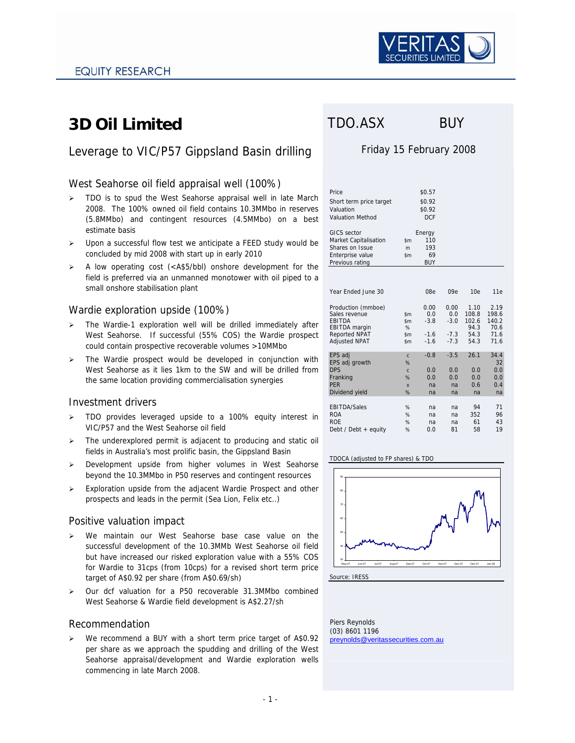EQUITY RESEARCH

VERITAS SECURITIES LIMITED

# 3D Oil Limited

## Leverage to VIC/P57 Gippsland Basin drilling

### West Seahorse oil field appraisal well (100%)

- TDO is to spud the West Seahorse appraisal well in late March 2008. The 100% owned oil field contains 10.3MMbo in reserves (5.8MMbo) and contingent resources (4.5MMbo) on a best estimate basis
- Upon a successful flow test we anticipate a FEED study would be concluded by mid 2008 with start up in early 2010
- A low operating cost (<A$5/bbl) onshore development for the field is preferred via an unmanned monotower with oil piped to a small onshore stabilisation plant

### Wardie exploration upside (100%)

- The Wardie-1 exploration well will be drilled immediately after West Seahorse. If successful (55% COS) the Wardie prospect could contain prospective recoverable volumes >10MMbo
- The Wardie prospect would be developed in conjunction with West Seahorse as it lies 1km to the SW and will be drilled from the same location providing commercialisation synergies

### Investment drivers

- TDO provides leveraged upside to a 100% equity interest in VIC/P57 and the West Seahorse oil field
- The underexplored permit is adjacent to producing and static oil fields in Australia's most prolific basin, the Gippsland Basin
- Development upside from higher volumes in West Seahorse beyond the 10.3MMbo in P50 reserves and contingent resources
- Exploration upside from the adjacent Wardie Prospect and other prospects and leads in the permit (Sea Lion, Felix etc..)

### Positive valuation impact

- We maintain our West Seahorse base case value on the successful development of the 10.3MMb West Seahorse oil field but have increased our risked exploration value with a 55% COS for Wardie to 31cps (from 10cps) for a revised short term price target of A$0.92 per share (from A$0.69/sh)
- Our dcf valuation for a P50 recoverable 31.3MMbo combined West Seahorse & Wardie field development is A$2.27/sh

### Recommendation

- We recommend a BUY with a short term price target of A$0.92 per share as we approach the spudding and drilling of the West Seahorse appraisal/development and Wardie exploration wells commencing in late March 2008.

**TDO.ASX** **BUY**

Friday 15 February 2008

| | | |
|---|---|---|
| Price | | $0.57 |
| Short term price target | | $0.92 |
| Valuation | | $0.92 |
| Valuation Method | | DCF |
| GICS sector | | Energy |
| Market Capitalisation | $m | 110 |
| Shares on Issue | m | 193 |
| Enterprise value | $m | 69 |
| Previous rating | | BUY |

| Year Ended June 30 | | 08e | 09e | 10e | 11e |
|---|---|---|---|---|---|
| Production (mmboe) | | 0.00 | 0.00 | 1.10 | 2.19 |
| Sales revenue | $m | 0.0 | 0.0 | 108.8 | 198.6 |
| EBITDA | $m | -3.8 | -3.0 | 102.6 | 140.2 |
| EBITDA margin | % | | | 94.3 | 70.6 |
| Reported NPAT | $m | -1.6 | -7.3 | 54.3 | 71.6 |
| Adjusted NPAT | $m | -1.6 | -7.3 | 54.3 | 71.6 |
| EPS adj | c | -0.8 | -3.5 | 26.1 | 34.4 |
| EPS adj growth | % | | | | 32 |
| DPS | c | 0.0 | 0.0 | 0.0 | 0.0 |
| Franking | % | 0.0 | 0.0 | 0.0 | 0.0 |
| PER | x | na | na | 0.6 | 0.4 |
| Dividend yield | % | na | na | na | na |
| EBITDA/Sales | % | na | na | 94 | 71 |
| ROA | % | na | na | 352 | 96 |
| ROE | % | na | na | 61 | 43 |
| Debt / Debt + equity | % | 0.0 | 81 | 58 | 19 |

TDOCA (adjusted to FP shares) & TDO

90
80
70
60
50
40
30
May-07 Jun-07 Jul-07 Aug-07 Sep-07 Oct-07 Nov-07 Dec-07 Dec-07 Jan-08

Source: IRESS

Piers Reynolds
(03) 8601 1196
preynolds@veritassecurities.com.au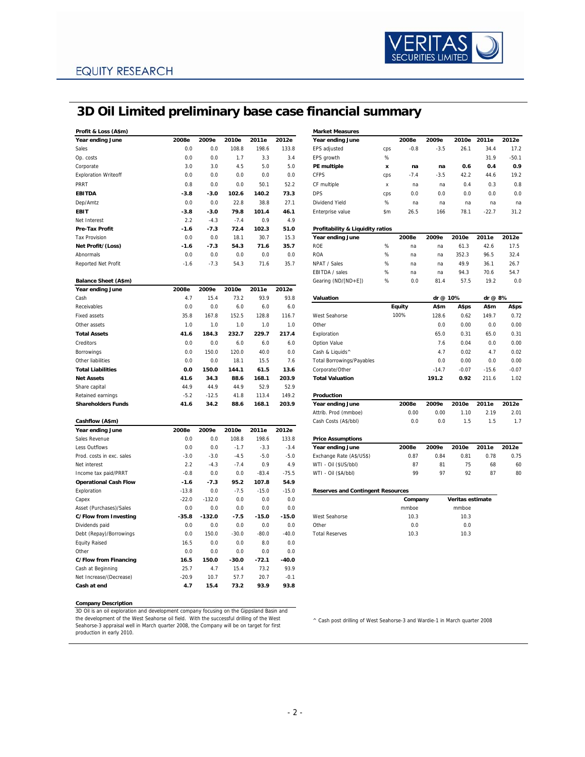# 3D Oil Limited preliminary base case financial summary

**Profit & Loss (A$m)**

| Year ending June | 2008e | 2009e | 2010e | 2011e | 2012e |
|---|---|---|---|---|---|
| Sales | 0.0 | 0.0 | 108.8 | 198.6 | 133.8 |
| Op. costs | 0.0 | 0.0 | 1.7 | 3.3 | 3.4 |
| Corporate | 3.0 | 3.0 | 4.5 | 5.0 | 5.0 |
| Exploration Writeoff | 0.0 | 0.0 | 0.0 | 0.0 | 0.0 |
| PRRT | 0.8 | 0.0 | 0.0 | 50.1 | 52.2 |
| **EBITDA** | **-3.8** | **-3.0** | **102.6** | **140.2** | **73.3** |
| Dep/Amtz | 0.0 | 0.0 | 22.8 | 38.8 | 27.1 |
| **EBIT** | **-3.8** | **-3.0** | **79.8** | **101.4** | **46.1** |
| Net Interest | 2.2 | -4.3 | -7.4 | 0.9 | 4.9 |
| **Pre-Tax Profit** | **-1.6** | **-7.3** | **72.4** | **102.3** | **51.0** |
| Tax Provision | 0.0 | 0.0 | 18.1 | 30.7 | 15.3 |
| **Net Profit/(Loss)** | **-1.6** | **-7.3** | **54.3** | **71.6** | **35.7** |
| Abnormals | 0.0 | 0.0 | 0.0 | 0.0 | 0.0 |
| Reported Net Profit | -1.6 | -7.3 | 54.3 | 71.6 | 35.7 |

**Balance Sheet (A$m)**

| Year ending June | 2008e | 2009e | 2010e | 2011e | 2012e |
|---|---|---|---|---|---|
| Cash | 4.7 | 15.4 | 73.2 | 93.9 | 93.8 |
| Receivables | 0.0 | 0.0 | 6.0 | 6.0 | 6.0 |
| Fixed assets | 35.8 | 167.8 | 152.5 | 128.8 | 116.7 |
| Other assets | 1.0 | 1.0 | 1.0 | 1.0 | 1.0 |
| **Total Assets** | **41.6** | **184.3** | **232.7** | **229.7** | **217.4** |
| Creditors | 0.0 | 0.0 | 6.0 | 6.0 | 6.0 |
| Borrowings | 0.0 | 150.0 | 120.0 | 40.0 | 0.0 |
| Other liabilities | 0.0 | 0.0 | 18.1 | 15.5 | 7.6 |
| **Total Liabilities** | **0.0** | **150.0** | **144.1** | **61.5** | **13.6** |
| **Net Assets** | **41.6** | **34.3** | **88.6** | **168.1** | **203.9** |
| Share capital | 44.9 | 44.9 | 44.9 | 52.9 | 52.9 |
| Retained earnings | -5.2 | -12.5 | 41.8 | 113.4 | 149.2 |
| **Shareholders Funds** | **41.6** | **34.2** | **88.6** | **168.1** | **203.9** |

**Cashflow (A$m)**

| Year ending June | 2008e | 2009e | 2010e | 2011e | 2012e |
|---|---|---|---|---|---|
| Sales Revenue | 0.0 | 0.0 | 108.8 | 198.6 | 133.8 |
| Less Outflows | 0.0 | 0.0 | -1.7 | -3.3 | -3.4 |
| Prod. costs in exc. sales | -3.0 | -3.0 | -4.5 | -5.0 | -5.0 |
| Net interest | 2.2 | -4.3 | -7.4 | 0.9 | 4.9 |
| Income tax paid/PRRT | -0.8 | 0.0 | 0.0 | -83.4 | -75.5 |
| **Operational Cash Flow** | **-1.6** | **-7.3** | **95.2** | **107.8** | **54.9** |
| Exploration | -13.8 | 0.0 | -7.5 | -15.0 | -15.0 |
| Capex | -22.0 | -132.0 | 0.0 | 0.0 | 0.0 |
| Asset (Purchases)/Sales | 0.0 | 0.0 | 0.0 | 0.0 | 0.0 |
| **C/Flow from Investing** | **-35.8** | **-132.0** | **-7.5** | **-15.0** | **-15.0** |
| Dividends paid | 0.0 | 0.0 | 0.0 | 0.0 | 0.0 |
| Debt (Repay)/Borrowings | 0.0 | 150.0 | -30.0 | -80.0 | -40.0 |
| Equity Raised | 16.5 | 0.0 | 0.0 | 8.0 | 0.0 |
| Other | 0.0 | 0.0 | 0.0 | 0.0 | 0.0 |
| **C/Flow from Financing** | **16.5** | **150.0** | **-30.0** | **-72.1** | **-40.0** |
| Cash at Beginning | 25.7 | 4.7 | 15.4 | 73.2 | 93.9 |
| Net Increase/(Decrease) | -20.9 | 10.7 | 57.7 | 20.7 | -0.1 |
| **Cash at end** | **4.7** | **15.4** | **73.2** | **93.9** | **93.8** |

**Company Description**

3D Oil is an oil exploration and development company focusing on the Gippsland Basin and the development of the West Seahorse oil field. With the successful drilling of the West Seahorse-3 appraisal well in March quarter 2008, the Company will be on target for first production in early 2010.

**Market Measures**

| Year ending June | | 2008e | 2009e | 2010e | 2011e | 2012e |
|---|---|---|---|---|---|---|
| EPS adjusted | cps | -0.8 | -3.5 | 26.1 | 34.4 | 17.2 |
| EPS growth | % | | | | 31.9 | -50.1 |
| **PE multiple** | **x** | **na** | **na** | **0.6** | **0.4** | **0.9** |
| CFPS | cps | -7.4 | -3.5 | 42.2 | 44.6 | 19.2 |
| CF multiple | x | na | na | 0.4 | 0.3 | 0.8 |
| DPS | cps | 0.0 | 0.0 | 0.0 | 0.0 | 0.0 |
| Dividend Yield | % | na | na | na | na | na |
| Enterprise value | $m | 26.5 | 166 | 78.1 | -22.7 | 31.2 |

**Profitability & Liquidity ratios**

| Year ending June | | 2008e | 2009e | 2010e | 2011e | 2012e |
|---|---|---|---|---|---|---|
| ROE | % | na | na | 61.3 | 42.6 | 17.5 |
| ROA | % | na | na | 352.3 | 96.5 | 32.4 |
| NPAT / Sales | % | na | na | 49.9 | 36.1 | 26.7 |
| EBITDA / sales | % | na | na | 94.3 | 70.6 | 54.7 |
| Gearing (ND/[ND+E]) | % | 0.0 | 81.4 | 57.5 | 19.2 | 0.0 |

| Valuation | | dr @ 10% | | dr @ 8% | |
|---|---|---|---|---|---|
| | Equity | A$m | A$ps | A$m | A$ps |
| West Seahorse | 100% | 128.6 | 0.62 | 149.7 | 0.72 |
| Other | | 0.0 | 0.00 | 0.0 | 0.00 |
| Exploration | | 65.0 | 0.31 | 65.0 | 0.31 |
| Option Value | | 7.6 | 0.04 | 0.0 | 0.00 |
| Cash & Liquids^ | | 4.7 | 0.02 | 4.7 | 0.02 |
| Total Borrowings/Payables | | 0.0 | 0.00 | 0.0 | 0.00 |
| Corporate/Other | | -14.7 | -0.07 | -15.6 | -0.07 |
| **Total Valuation** | | **191.2** | **0.92** | 211.6 | 1.02 |

**Production**

| Year ending June | 2008e | 2009e | 2010e | 2011e | 2012e |
|---|---|---|---|---|---|
| Attrib. Prod (mmboe) | 0.00 | 0.00 | 1.10 | 2.19 | 2.01 |
| Cash Costs (A$/bbl) | 0.0 | 0.0 | 1.5 | 1.5 | 1.7 |

**Price Assumptions**

| Year ending June | 2008e | 2009e | 2010e | 2011e | 2012e |
|---|---|---|---|---|---|
| Exchange Rate (A$/US$) | 0.87 | 0.84 | 0.81 | 0.78 | 0.75 |
| WTI - Oil ($US/bbl) | 87 | 81 | 75 | 68 | 60 |
| WTI - Oil ($A/bbl) | 99 | 97 | 92 | 87 | 80 |

**Reserves and Contingent Resources**

| | Company | Veritas estimate |
|---|---|---|
| | mmboe | mmboe |
| West Seahorse | 10.3 | 10.3 |
| Other | 0.0 | 0.0 |
| Total Reserves | 10.3 | 10.3 |

^ Cash post drilling of West Seahorse-3 and Wardie-1 in March quarter 2008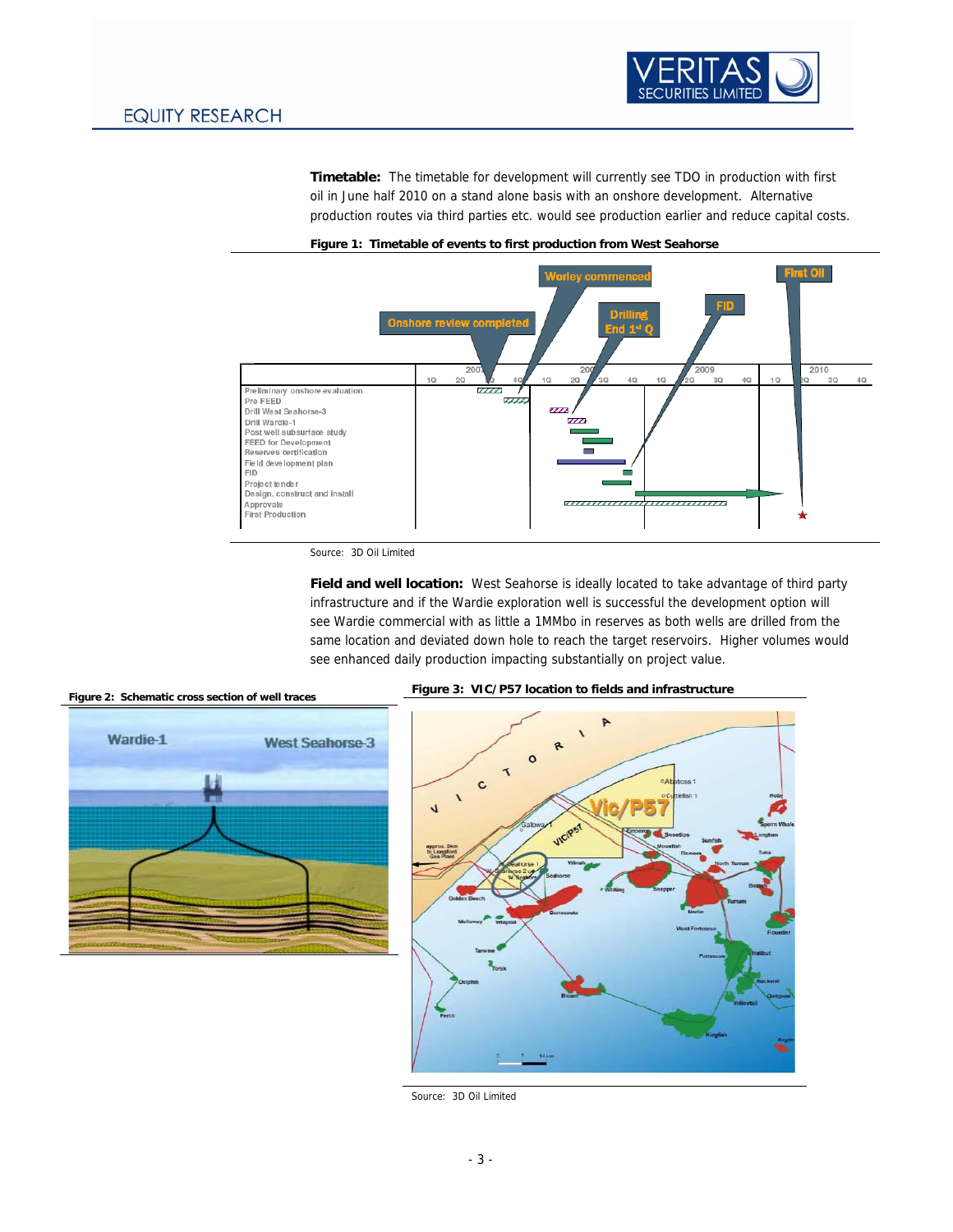**Timetable:** The timetable for development will currently see TDO in production with first oil in June half 2010 on a stand alone basis with an onshore development. Alternative production routes via third parties etc. would see production earlier and reduce capital costs.

**Figure 1: Timetable of events to first production from West Seahorse**

Onshore review completed
Worley commenced
Drilling End 1st Q
FID
First Oil

2007 2008 2009 2010
1Q 2Q 3Q 4Q 1Q 2Q 3Q 4Q 1Q 2Q 3Q 4Q 1Q 2Q 3Q 4Q

Preliminary onshore evaluation
Pre FEED
Drill West Seahorse-3
Drill Wardie-1
Post well subsurface study
FEED for Development
Reserves certification
Field development plan
FID
Project tender
Design, construct and install
Approvals
First Production

Source: 3D Oil Limited

**Field and well location:** West Seahorse is ideally located to take advantage of third party infrastructure and if the Wardie exploration well is successful the development option will see Wardie commercial with as little a 1MMbo in reserves as both wells are drilled from the same location and deviated down hole to reach the target reservoirs. Higher volumes would see enhanced daily production impacting substantially on project value.

**Figure 2: Schematic cross section of well traces**

Wardie-1
West Seahorse-3

**Figure 3: VIC/P57 location to fields and infrastructure**

VICTORIA
Vic/P57
VIC/P57

Source: 3D Oil Limited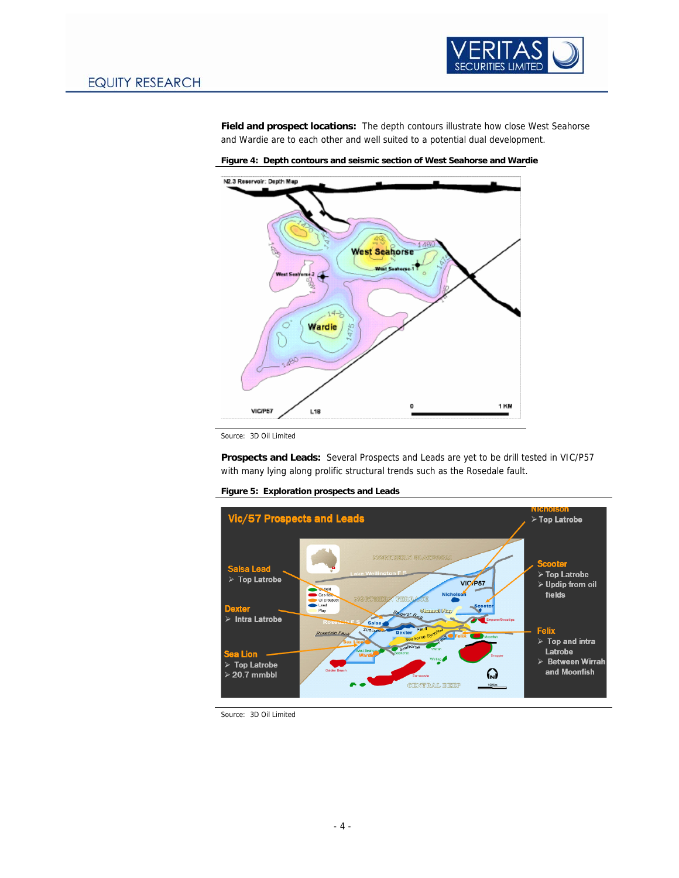**Field and prospect locations:** The depth contours illustrate how close West Seahorse and Wardie are to each other and well suited to a potential dual development.

**Figure 4: Depth contours and seismic section of West Seahorse and Wardie**

N2.3 Reservoir: Depth Map

West Seahorse
West Seahorse 1
West Seahorse 2
Wardie
1470
1475
1480
1485
VIC/P57
L18
0
1 KM

Source: 3D Oil Limited

**Prospects and Leads:** Several Prospects and Leads are yet to be drill tested in VIC/P57 with many lying along prolific structural trends such as the Rosedale fault.

**Figure 5: Exploration prospects and Leads**

Vic/57 Prospects and Leads

Salsa Lead
- Top Latrobe

Dexter
- Intra Latrobe

Sea Lion
- Top Latrobe
- 20.7 mmbbl

Nicholson
- Top Latrobe

Scooter
- Top Latrobe
- Updip from oil fields

Felix
- Top and intra Latrobe
- Between Wirrah and Moonfish

Source: 3D Oil Limited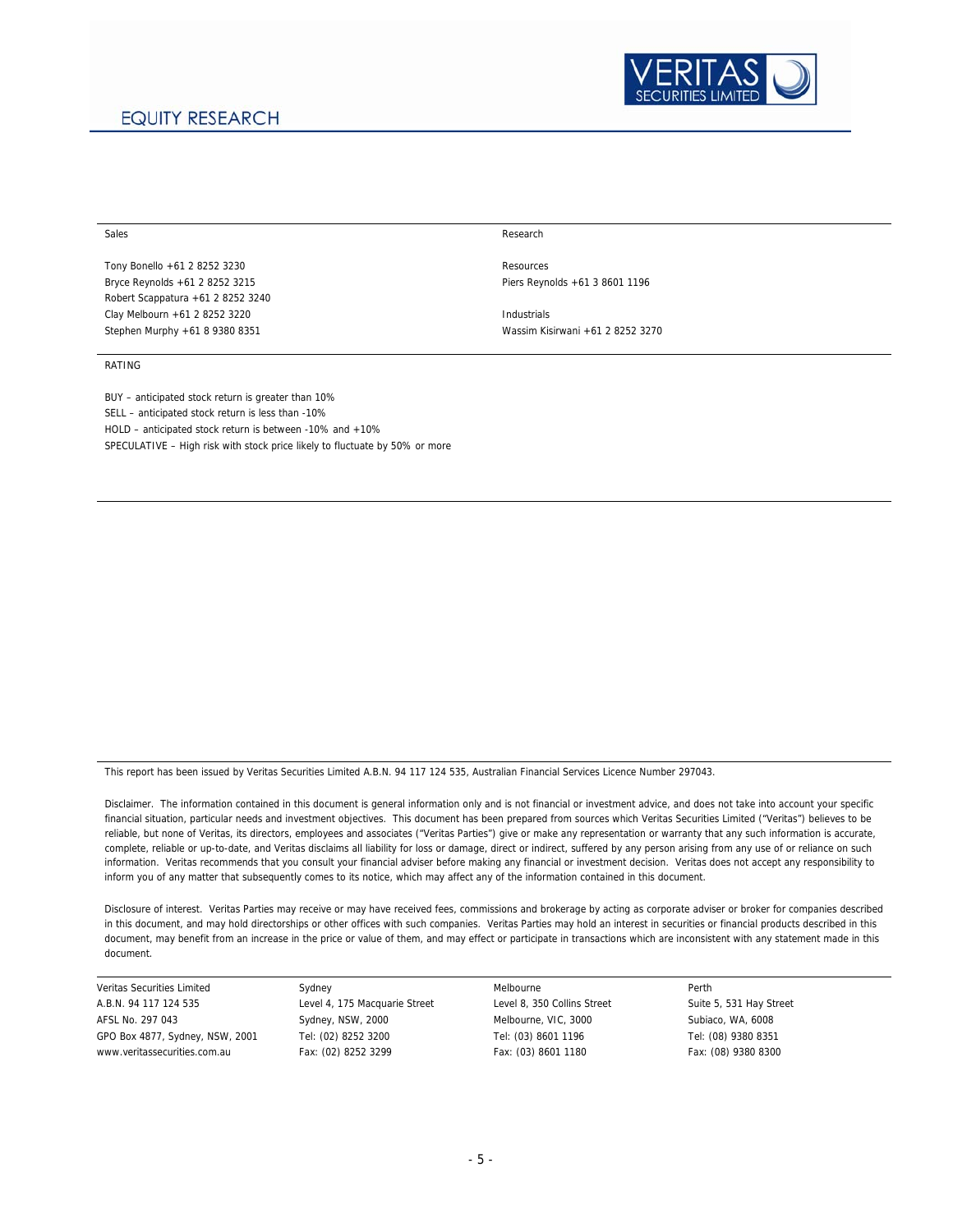EQUITY RESEARCH

VERITAS SECURITIES LIMITED

| Sales | Research |
|---|---|
| Tony Bonello +61 2 8252 3230 | Resources |
| Bryce Reynolds +61 2 8252 3215 | Piers Reynolds +61 3 8601 1196 |
| Robert Scappatura +61 2 8252 3240 | |
| Clay Melbourn +61 2 8252 3220 | Industrials |
| Stephen Murphy +61 8 9380 8351 | Wassim Kisirwani +61 2 8252 3270 |

RATING

BUY – anticipated stock return is greater than 10%
SELL – anticipated stock return is less than -10%
HOLD – anticipated stock return is between -10% and +10%
SPECULATIVE – High risk with stock price likely to fluctuate by 50% or more

This report has been issued by Veritas Securities Limited A.B.N. 94 117 124 535, Australian Financial Services Licence Number 297043.

Disclaimer. The information contained in this document is general information only and is not financial or investment advice, and does not take into account your specific financial situation, particular needs and investment objectives. This document has been prepared from sources which Veritas Securities Limited ("Veritas") believes to be reliable, but none of Veritas, its directors, employees and associates ("Veritas Parties") give or make any representation or warranty that any such information is accurate, complete, reliable or up-to-date, and Veritas disclaims all liability for loss or damage, direct or indirect, suffered by any person arising from any use of or reliance on such information. Veritas recommends that you consult your financial adviser before making any financial or investment decision. Veritas does not accept any responsibility to inform you of any matter that subsequently comes to its notice, which may affect any of the information contained in this document.

Disclosure of interest. Veritas Parties may receive or may have received fees, commissions and brokerage by acting as corporate adviser or broker for companies described in this document, and may hold directorships or other offices with such companies. Veritas Parties may hold an interest in securities or financial products described in this document, may benefit from an increase in the price or value of them, and may effect or participate in transactions which are inconsistent with any statement made in this document.

| | | | |
|---|---|---|---|
| Veritas Securities Limited | Sydney | Melbourne | Perth |
| A.B.N. 94 117 124 535 | Level 4, 175 Macquarie Street | Level 8, 350 Collins Street | Suite 5, 531 Hay Street |
| AFSL No. 297 043 | Sydney, NSW, 2000 | Melbourne, VIC, 3000 | Subiaco, WA, 6008 |
| GPO Box 4877, Sydney, NSW, 2001 | Tel: (02) 8252 3200 | Tel: (03) 8601 1196 | Tel: (08) 9380 8351 |
| www.veritassecurities.com.au | Fax: (02) 8252 3299 | Fax: (03) 8601 1180 | Fax: (08) 9380 8300 |